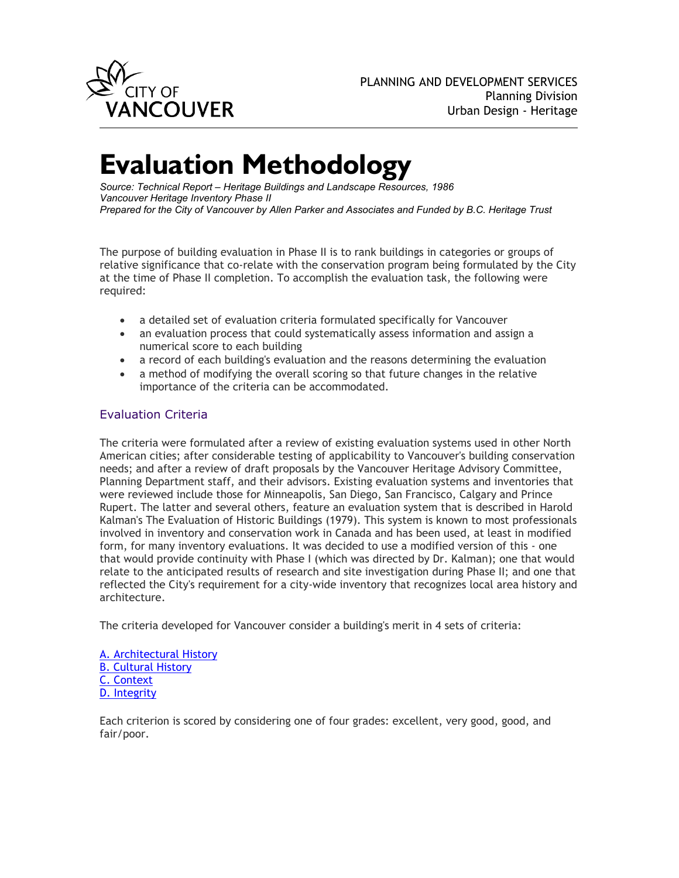CITY OF VANCOUVER

PLANNING AND DEVELOPMENT SERVICES
Planning Division
Urban Design - Heritage

# Evaluation Methodology

*Source: Technical Report – Heritage Buildings and Landscape Resources, 1986*
*Vancouver Heritage Inventory Phase II*
*Prepared for the City of Vancouver by Allen Parker and Associates and Funded by B.C. Heritage Trust*

The purpose of building evaluation in Phase II is to rank buildings in categories or groups of relative significance that co-relate with the conservation program being formulated by the City at the time of Phase II completion. To accomplish the evaluation task, the following were required:

- a detailed set of evaluation criteria formulated specifically for Vancouver
- an evaluation process that could systematically assess information and assign a numerical score to each building
- a record of each building's evaluation and the reasons determining the evaluation
- a method of modifying the overall scoring so that future changes in the relative importance of the criteria can be accommodated.

## Evaluation Criteria

The criteria were formulated after a review of existing evaluation systems used in other North American cities; after considerable testing of applicability to Vancouver's building conservation needs; and after a review of draft proposals by the Vancouver Heritage Advisory Committee, Planning Department staff, and their advisors. Existing evaluation systems and inventories that were reviewed include those for Minneapolis, San Diego, San Francisco, Calgary and Prince Rupert. The latter and several others, feature an evaluation system that is described in Harold Kalman's The Evaluation of Historic Buildings (1979). This system is known to most professionals involved in inventory and conservation work in Canada and has been used, at least in modified form, for many inventory evaluations. It was decided to use a modified version of this - one that would provide continuity with Phase I (which was directed by Dr. Kalman); one that would relate to the anticipated results of research and site investigation during Phase II; and one that reflected the City's requirement for a city-wide inventory that recognizes local area history and architecture.

The criteria developed for Vancouver consider a building's merit in 4 sets of criteria:

A. Architectural History
B. Cultural History
C. Context
D. Integrity

Each criterion is scored by considering one of four grades: excellent, very good, good, and fair/poor.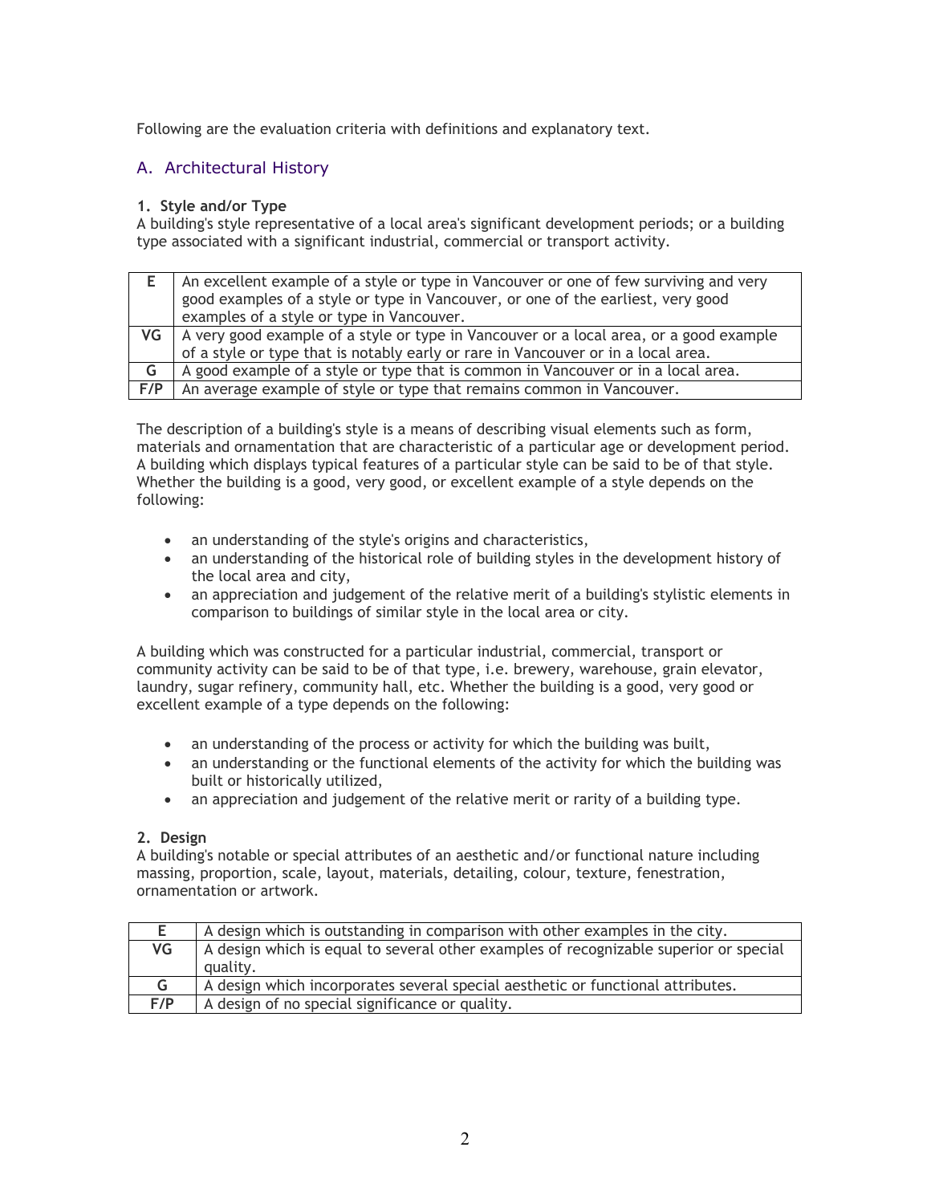Following are the evaluation criteria with definitions and explanatory text.

## A. Architectural History

**1. Style and/or Type**
A building's style representative of a local area's significant development periods; or a building type associated with a significant industrial, commercial or transport activity.

| | |
|---|---|
| **E** | An excellent example of a style or type in Vancouver or one of few surviving and very good examples of a style or type in Vancouver, or one of the earliest, very good examples of a style or type in Vancouver. |
| **VG** | A very good example of a style or type in Vancouver or a local area, or a good example of a style or type that is notably early or rare in Vancouver or in a local area. |
| **G** | A good example of a style or type that is common in Vancouver or in a local area. |
| **F/P** | An average example of style or type that remains common in Vancouver. |

The description of a building's style is a means of describing visual elements such as form, materials and ornamentation that are characteristic of a particular age or development period. A building which displays typical features of a particular style can be said to be of that style. Whether the building is a good, very good, or excellent example of a style depends on the following:

- an understanding of the style's origins and characteristics,
- an understanding of the historical role of building styles in the development history of the local area and city,
- an appreciation and judgement of the relative merit of a building's stylistic elements in comparison to buildings of similar style in the local area or city.

A building which was constructed for a particular industrial, commercial, transport or community activity can be said to be of that type, i.e. brewery, warehouse, grain elevator, laundry, sugar refinery, community hall, etc. Whether the building is a good, very good or excellent example of a type depends on the following:

- an understanding of the process or activity for which the building was built,
- an understanding or the functional elements of the activity for which the building was built or historically utilized,
- an appreciation and judgement of the relative merit or rarity of a building type.

**2. Design**
A building's notable or special attributes of an aesthetic and/or functional nature including massing, proportion, scale, layout, materials, detailing, colour, texture, fenestration, ornamentation or artwork.

| | |
|---|---|
| **E** | A design which is outstanding in comparison with other examples in the city. |
| **VG** | A design which is equal to several other examples of recognizable superior or special quality. |
| **G** | A design which incorporates several special aesthetic or functional attributes. |
| **F/P** | A design of no special significance or quality. |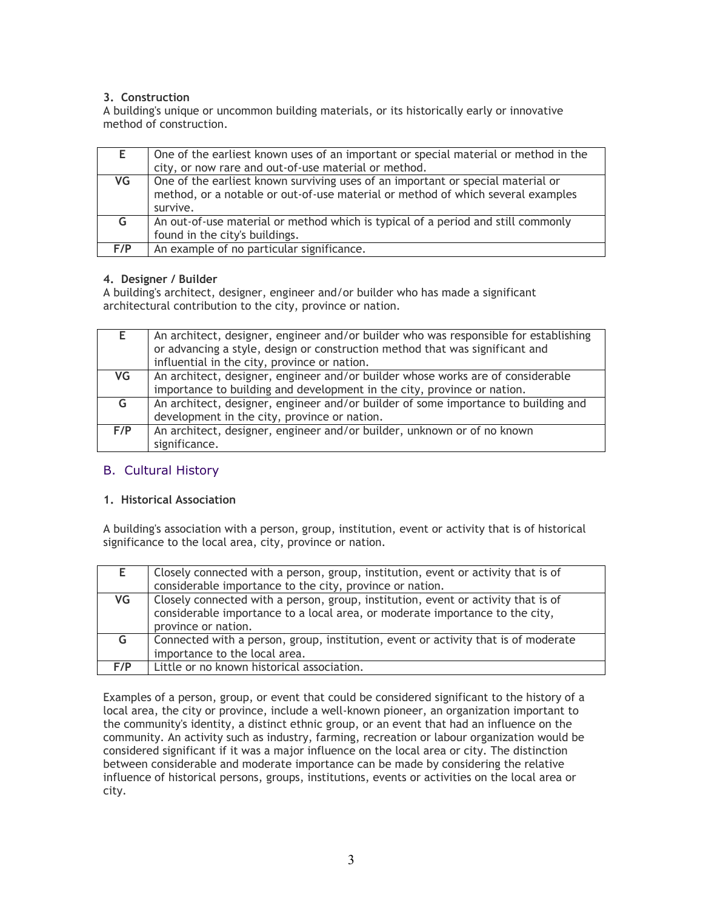### 3. Construction

A building's unique or uncommon building materials, or its historically early or innovative method of construction.

| | |
|---|---|
| **E** | One of the earliest known uses of an important or special material or method in the city, or now rare and out-of-use material or method. |
| **VG** | One of the earliest known surviving uses of an important or special material or method, or a notable or out-of-use material or method of which several examples survive. |
| **G** | An out-of-use material or method which is typical of a period and still commonly found in the city's buildings. |
| **F/P** | An example of no particular significance. |

### 4. Designer / Builder

A building's architect, designer, engineer and/or builder who has made a significant architectural contribution to the city, province or nation.

| | |
|---|---|
| **E** | An architect, designer, engineer and/or builder who was responsible for establishing or advancing a style, design or construction method that was significant and influential in the city, province or nation. |
| **VG** | An architect, designer, engineer and/or builder whose works are of considerable importance to building and development in the city, province or nation. |
| **G** | An architect, designer, engineer and/or builder of some importance to building and development in the city, province or nation. |
| **F/P** | An architect, designer, engineer and/or builder, unknown or of no known significance. |

## B. Cultural History

### 1. Historical Association

A building's association with a person, group, institution, event or activity that is of historical significance to the local area, city, province or nation.

| | |
|---|---|
| **E** | Closely connected with a person, group, institution, event or activity that is of considerable importance to the city, province or nation. |
| **VG** | Closely connected with a person, group, institution, event or activity that is of considerable importance to a local area, or moderate importance to the city, province or nation. |
| **G** | Connected with a person, group, institution, event or activity that is of moderate importance to the local area. |
| **F/P** | Little or no known historical association. |

Examples of a person, group, or event that could be considered significant to the history of a local area, the city or province, include a well-known pioneer, an organization important to the community's identity, a distinct ethnic group, or an event that had an influence on the community. An activity such as industry, farming, recreation or labour organization would be considered significant if it was a major influence on the local area or city. The distinction between considerable and moderate importance can be made by considering the relative influence of historical persons, groups, institutions, events or activities on the local area or city.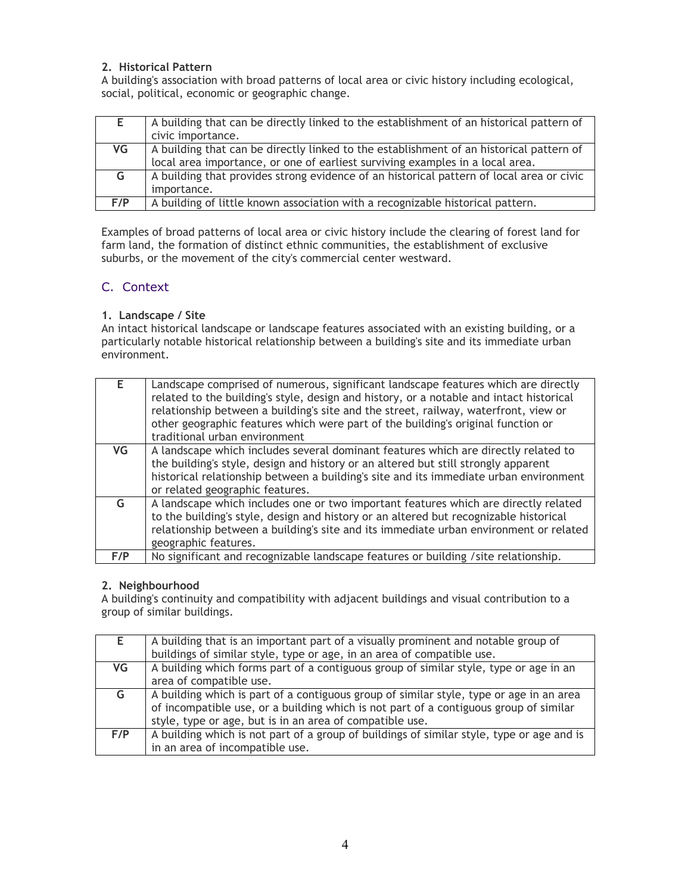#### 2. Historical Pattern

A building's association with broad patterns of local area or civic history including ecological, social, political, economic or geographic change.

| | |
|---|---|
| E | A building that can be directly linked to the establishment of an historical pattern of civic importance. |
| VG | A building that can be directly linked to the establishment of an historical pattern of local area importance, or one of earliest surviving examples in a local area. |
| G | A building that provides strong evidence of an historical pattern of local area or civic importance. |
| F/P | A building of little known association with a recognizable historical pattern. |

Examples of broad patterns of local area or civic history include the clearing of forest land for farm land, the formation of distinct ethnic communities, the establishment of exclusive suburbs, or the movement of the city's commercial center westward.

### C. Context

#### 1. Landscape / Site

An intact historical landscape or landscape features associated with an existing building, or a particularly notable historical relationship between a building's site and its immediate urban environment.

| | |
|---|---|
| E | Landscape comprised of numerous, significant landscape features which are directly related to the building's style, design and history, or a notable and intact historical relationship between a building's site and the street, railway, waterfront, view or other geographic features which were part of the building's original function or traditional urban environment |
| VG | A landscape which includes several dominant features which are directly related to the building's style, design and history or an altered but still strongly apparent historical relationship between a building's site and its immediate urban environment or related geographic features. |
| G | A landscape which includes one or two important features which are directly related to the building's style, design and history or an altered but recognizable historical relationship between a building's site and its immediate urban environment or related geographic features. |
| F/P | No significant and recognizable landscape features or building /site relationship. |

#### 2. Neighbourhood

A building's continuity and compatibility with adjacent buildings and visual contribution to a group of similar buildings.

| | |
|---|---|
| E | A building that is an important part of a visually prominent and notable group of buildings of similar style, type or age, in an area of compatible use. |
| VG | A building which forms part of a contiguous group of similar style, type or age in an area of compatible use. |
| G | A building which is part of a contiguous group of similar style, type or age in an area of incompatible use, or a building which is not part of a contiguous group of similar style, type or age, but is in an area of compatible use. |
| F/P | A building which is not part of a group of buildings of similar style, type or age and is in an area of incompatible use. |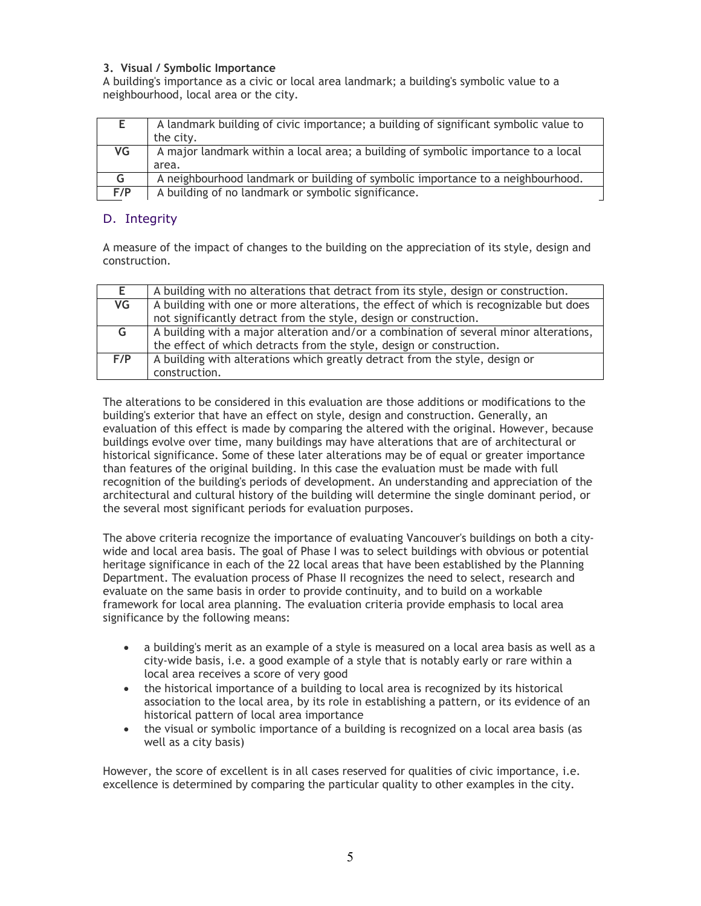### 3. Visual / Symbolic Importance

A building's importance as a civic or local area landmark; a building's symbolic value to a neighbourhood, local area or the city.

| | |
|---|---|
| **E** | A landmark building of civic importance; a building of significant symbolic value to the city. |
| **VG** | A major landmark within a local area; a building of symbolic importance to a local area. |
| **G** | A neighbourhood landmark or building of symbolic importance to a neighbourhood. |
| **F/P** | A building of no landmark or symbolic significance. |

## D. Integrity

A measure of the impact of changes to the building on the appreciation of its style, design and construction.

| | |
|---|---|
| **E** | A building with no alterations that detract from its style, design or construction. |
| **VG** | A building with one or more alterations, the effect of which is recognizable but does not significantly detract from the style, design or construction. |
| **G** | A building with a major alteration and/or a combination of several minor alterations, the effect of which detracts from the style, design or construction. |
| **F/P** | A building with alterations which greatly detract from the style, design or construction. |

The alterations to be considered in this evaluation are those additions or modifications to the building's exterior that have an effect on style, design and construction. Generally, an evaluation of this effect is made by comparing the altered with the original. However, because buildings evolve over time, many buildings may have alterations that are of architectural or historical significance. Some of these later alterations may be of equal or greater importance than features of the original building. In this case the evaluation must be made with full recognition of the building's periods of development. An understanding and appreciation of the architectural and cultural history of the building will determine the single dominant period, or the several most significant periods for evaluation purposes.

The above criteria recognize the importance of evaluating Vancouver's buildings on both a city-wide and local area basis. The goal of Phase I was to select buildings with obvious or potential heritage significance in each of the 22 local areas that have been established by the Planning Department. The evaluation process of Phase II recognizes the need to select, research and evaluate on the same basis in order to provide continuity, and to build on a workable framework for local area planning. The evaluation criteria provide emphasis to local area significance by the following means:

- a building's merit as an example of a style is measured on a local area basis as well as a city-wide basis, i.e. a good example of a style that is notably early or rare within a local area receives a score of very good
- the historical importance of a building to local area is recognized by its historical association to the local area, by its role in establishing a pattern, or its evidence of an historical pattern of local area importance
- the visual or symbolic importance of a building is recognized on a local area basis (as well as a city basis)

However, the score of excellent is in all cases reserved for qualities of civic importance, i.e. excellence is determined by comparing the particular quality to other examples in the city.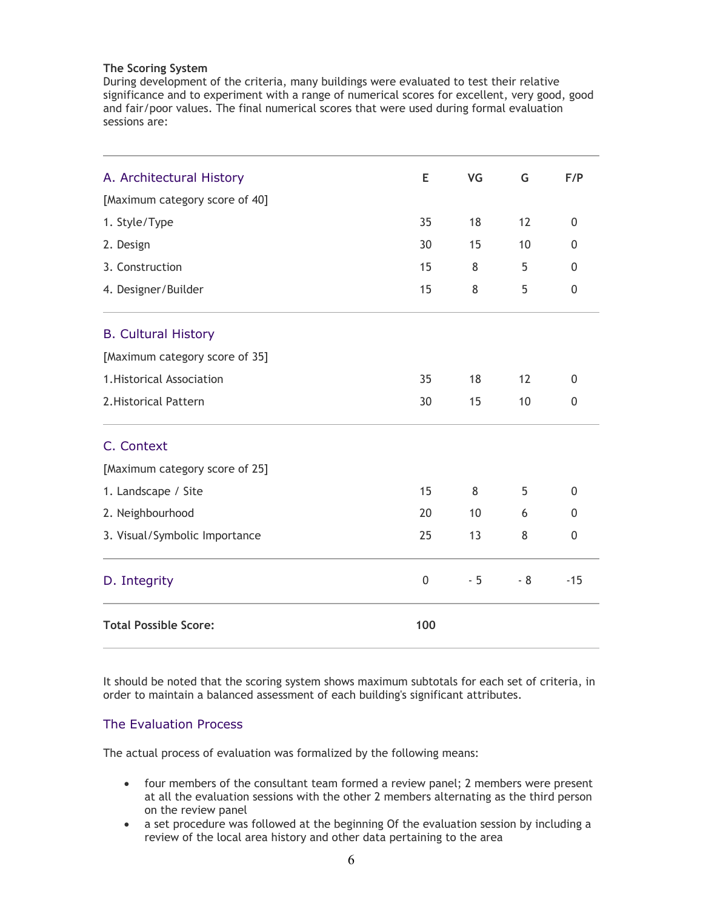**The Scoring System**
During development of the criteria, many buildings were evaluated to test their relative significance and to experiment with a range of numerical scores for excellent, very good, good and fair/poor values. The final numerical scores that were used during formal evaluation sessions are:

| | E | VG | G | F/P |
|---|---|---|---|---|
| **A. Architectural History** | | | | |
| [Maximum category score of 40] | | | | |
| 1. Style/Type | 35 | 18 | 12 | 0 |
| 2. Design | 30 | 15 | 10 | 0 |
| 3. Construction | 15 | 8 | 5 | 0 |
| 4. Designer/Builder | 15 | 8 | 5 | 0 |
| **B. Cultural History** | | | | |
| [Maximum category score of 35] | | | | |
| 1.Historical Association | 35 | 18 | 12 | 0 |
| 2.Historical Pattern | 30 | 15 | 10 | 0 |
| **C. Context** | | | | |
| [Maximum category score of 25] | | | | |
| 1. Landscape / Site | 15 | 8 | 5 | 0 |
| 2. Neighbourhood | 20 | 10 | 6 | 0 |
| 3. Visual/Symbolic Importance | 25 | 13 | 8 | 0 |
| **D. Integrity** | 0 | - 5 | - 8 | -15 |
| **Total Possible Score:** | **100** | | | |

It should be noted that the scoring system shows maximum subtotals for each set of criteria, in order to maintain a balanced assessment of each building's significant attributes.

## The Evaluation Process

The actual process of evaluation was formalized by the following means:

- four members of the consultant team formed a review panel; 2 members were present at all the evaluation sessions with the other 2 members alternating as the third person on the review panel
- a set procedure was followed at the beginning Of the evaluation session by including a review of the local area history and other data pertaining to the area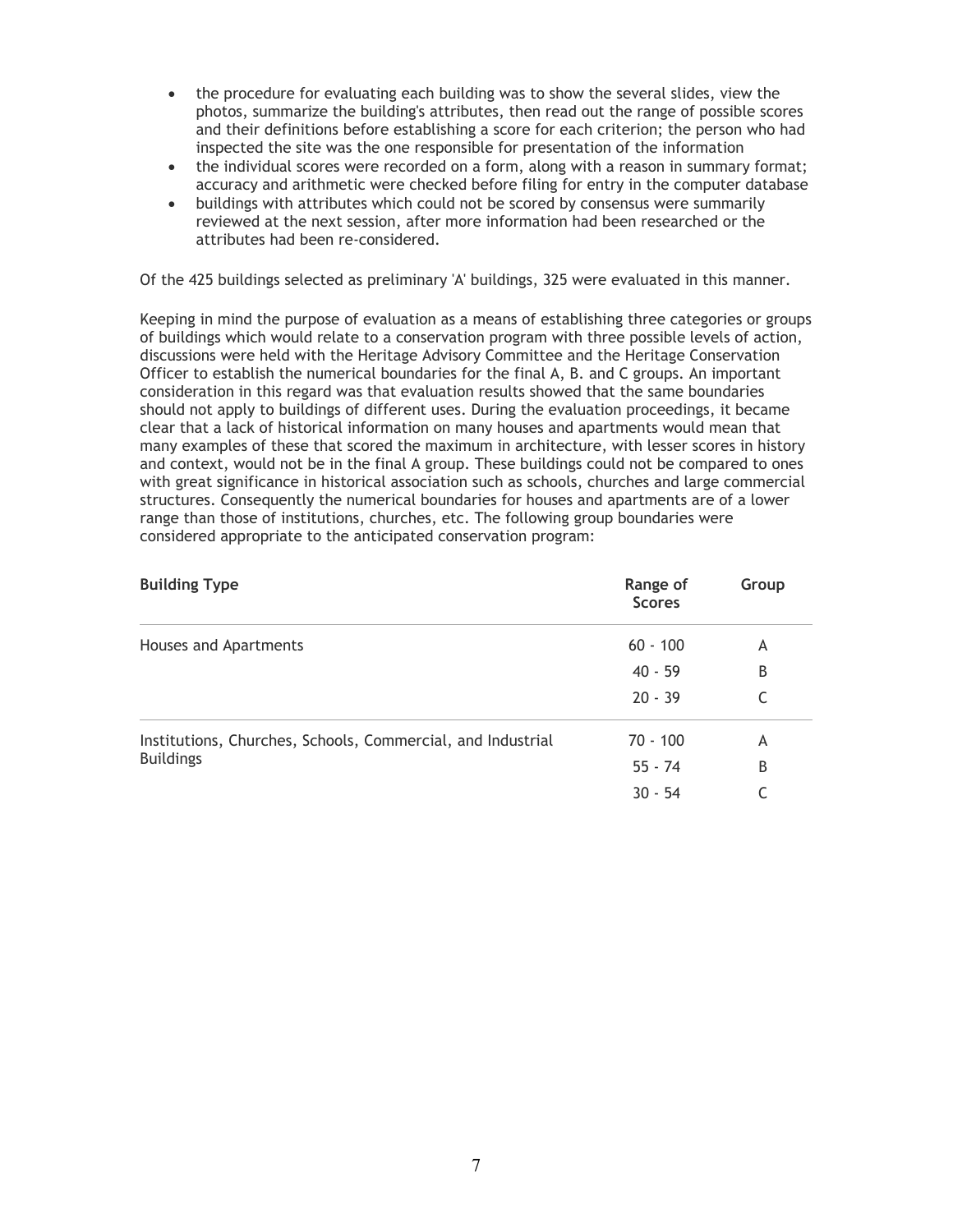- the procedure for evaluating each building was to show the several slides, view the photos, summarize the building's attributes, then read out the range of possible scores and their definitions before establishing a score for each criterion; the person who had inspected the site was the one responsible for presentation of the information
- the individual scores were recorded on a form, along with a reason in summary format; accuracy and arithmetic were checked before filing for entry in the computer database
- buildings with attributes which could not be scored by consensus were summarily reviewed at the next session, after more information had been researched or the attributes had been re-considered.

Of the 425 buildings selected as preliminary 'A' buildings, 325 were evaluated in this manner.

Keeping in mind the purpose of evaluation as a means of establishing three categories or groups of buildings which would relate to a conservation program with three possible levels of action, discussions were held with the Heritage Advisory Committee and the Heritage Conservation Officer to establish the numerical boundaries for the final A, B. and C groups. An important consideration in this regard was that evaluation results showed that the same boundaries should not apply to buildings of different uses. During the evaluation proceedings, it became clear that a lack of historical information on many houses and apartments would mean that many examples of these that scored the maximum in architecture, with lesser scores in history and context, would not be in the final A group. These buildings could not be compared to ones with great significance in historical association such as schools, churches and large commercial structures. Consequently the numerical boundaries for houses and apartments are of a lower range than those of institutions, churches, etc. The following group boundaries were considered appropriate to the anticipated conservation program:

| Building Type | Range of Scores | Group |
|---|---|---|
| Houses and Apartments | 60 - 100 | A |
| | 40 - 59 | B |
| | 20 - 39 | C |
| Institutions, Churches, Schools, Commercial, and Industrial Buildings | 70 - 100 | A |
| | 55 - 74 | B |
| | 30 - 54 | C |